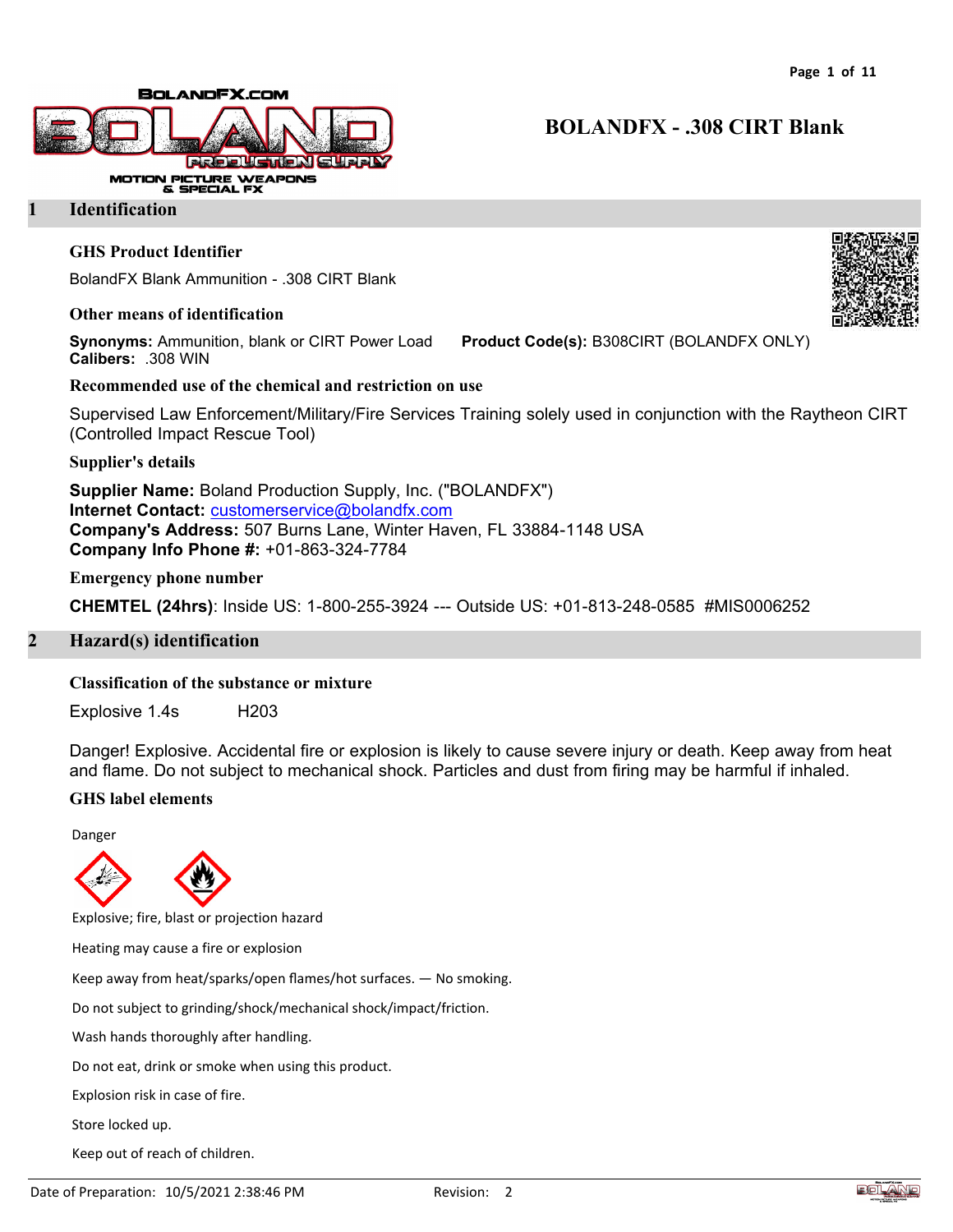# BOLANDFX - .308 CIRT Blank

## 1 Identification

### GHS Product Identifier

BolandFX Blank Ammunition - .308 CIRT Blank

### Other means of identification

**Synonyms:** Ammunition, blank or CIRT Power Load **Product Code(s):** B308CIRT (BOLANDFX ONLY)
**Calibers:** .308 WIN

### Recommended use of the chemical and restriction on use

Supervised Law Enforcement/Military/Fire Services Training solely used in conjunction with the Raytheon CIRT (Controlled Impact Rescue Tool)

### Supplier's details

**Supplier Name:** Boland Production Supply, Inc. ("BOLANDFX")
**Internet Contact:** customerservice@bolandfx.com
**Company's Address:** 507 Burns Lane, Winter Haven, FL 33884-1148 USA
**Company Info Phone #:** +01-863-324-7784

### Emergency phone number

**CHEMTEL (24hrs)**: Inside US: 1-800-255-3924 --- Outside US: +01-813-248-0585 #MIS0006252

## 2 Hazard(s) identification

### Classification of the substance or mixture

Explosive 1.4s H203

Danger! Explosive. Accidental fire or explosion is likely to cause severe injury or death. Keep away from heat and flame. Do not subject to mechanical shock. Particles and dust from firing may be harmful if inhaled.

### GHS label elements

Danger

Explosive; fire, blast or projection hazard

Heating may cause a fire or explosion

Keep away from heat/sparks/open flames/hot surfaces. — No smoking.

Do not subject to grinding/shock/mechanical shock/impact/friction.

Wash hands thoroughly after handling.

Do not eat, drink or smoke when using this product.

Explosion risk in case of fire.

Store locked up.

Keep out of reach of children.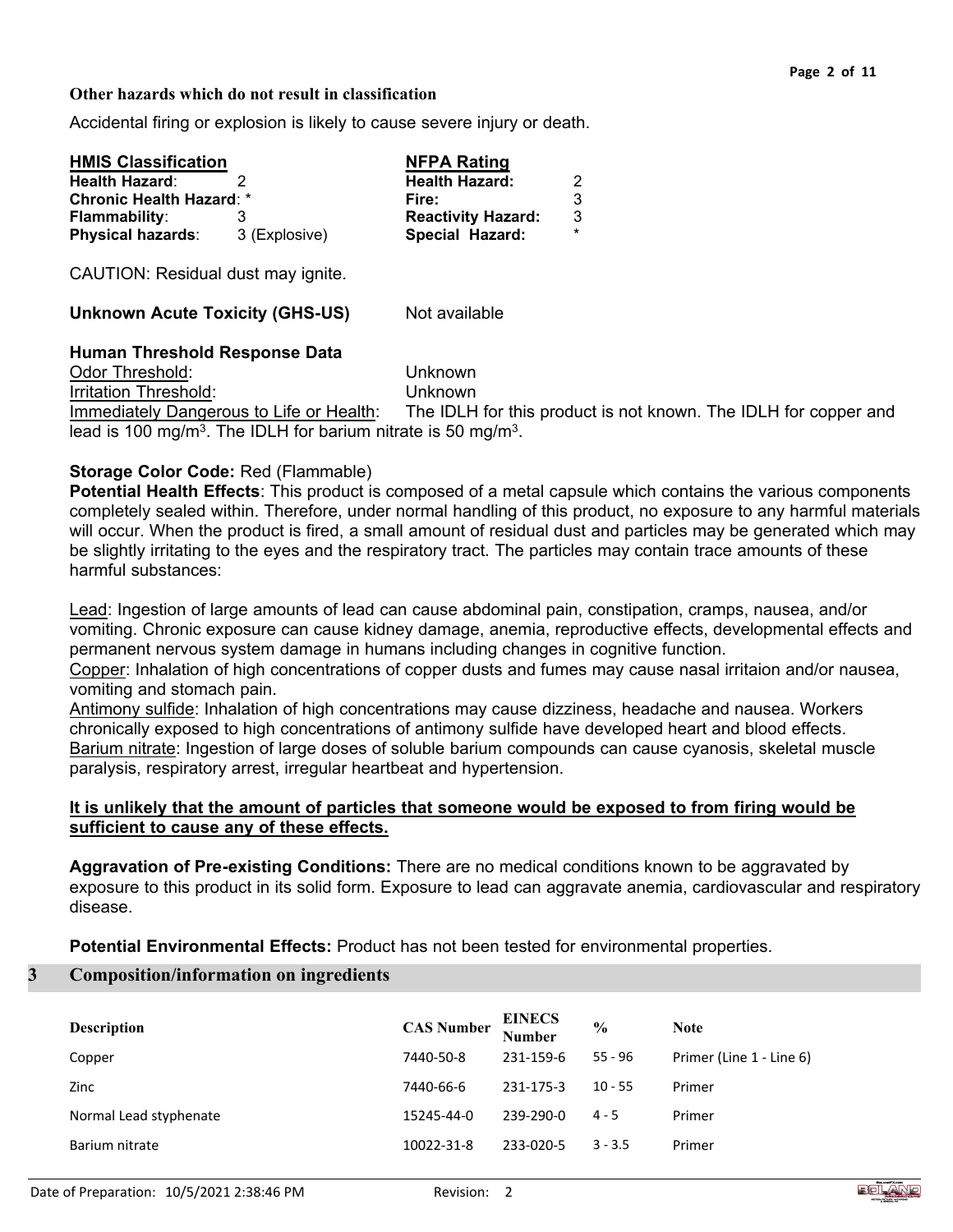**Other hazards which do not result in classification**

Accidental firing or explosion is likely to cause severe injury or death.

| **HMIS Classification** | | **NFPA Rating** | |
|---|---|---|---|
| **Health Hazard**: | 2 | **Health Hazard:** | 2 |
| **Chronic Health Hazard**: | * | **Fire:** | 3 |
| **Flammability**: | 3 | **Reactivity Hazard:** | 3 |
| **Physical hazards**: | 3 (Explosive) | **Special Hazard:** | * |

CAUTION: Residual dust may ignite.

**Unknown Acute Toxicity (GHS-US)** Not available

**Human Threshold Response Data**

Odor Threshold: Unknown

Irritation Threshold: Unknown

Immediately Dangerous to Life or Health: The IDLH for this product is not known. The IDLH for copper and lead is 100 $mg/m^3$. The IDLH for barium nitrate is 50 $mg/m^3$.

**Storage Color Code:** Red (Flammable)

**Potential Health Effects**: This product is composed of a metal capsule which contains the various components completely sealed within. Therefore, under normal handling of this product, no exposure to any harmful materials will occur. When the product is fired, a small amount of residual dust and particles may be generated which may be slightly irritating to the eyes and the respiratory tract. The particles may contain trace amounts of these harmful substances:

Lead: Ingestion of large amounts of lead can cause abdominal pain, constipation, cramps, nausea, and/or vomiting. Chronic exposure can cause kidney damage, anemia, reproductive effects, developmental effects and permanent nervous system damage in humans including changes in cognitive function.

Copper: Inhalation of high concentrations of copper dusts and fumes may cause nasal irritaion and/or nausea, vomiting and stomach pain.

Antimony sulfide: Inhalation of high concentrations may cause dizziness, headache and nausea. Workers chronically exposed to high concentrations of antimony sulfide have developed heart and blood effects.

Barium nitrate: Ingestion of large doses of soluble barium compounds can cause cyanosis, skeletal muscle paralysis, respiratory arrest, irregular heartbeat and hypertension.

**It is unlikely that the amount of particles that someone would be exposed to from firing would be sufficient to cause any of these effects.**

**Aggravation of Pre-existing Conditions:** There are no medical conditions known to be aggravated by exposure to this product in its solid form. Exposure to lead can aggravate anemia, cardiovascular and respiratory disease.

**Potential Environmental Effects:** Product has not been tested for environmental properties.

## 3 Composition/information on ingredients

| Description | CAS Number | EINECS Number | % | Note |
|---|---|---|---|---|
| Copper | 7440-50-8 | 231-159-6 | 55 - 96 | Primer (Line 1 - Line 6) |
| Zinc | 7440-66-6 | 231-175-3 | 10 - 55 | Primer |
| Normal Lead styphenate | 15245-44-0 | 239-290-0 | 4 - 5 | Primer |
| Barium nitrate | 10022-31-8 | 233-020-5 | 3 - 3.5 | Primer |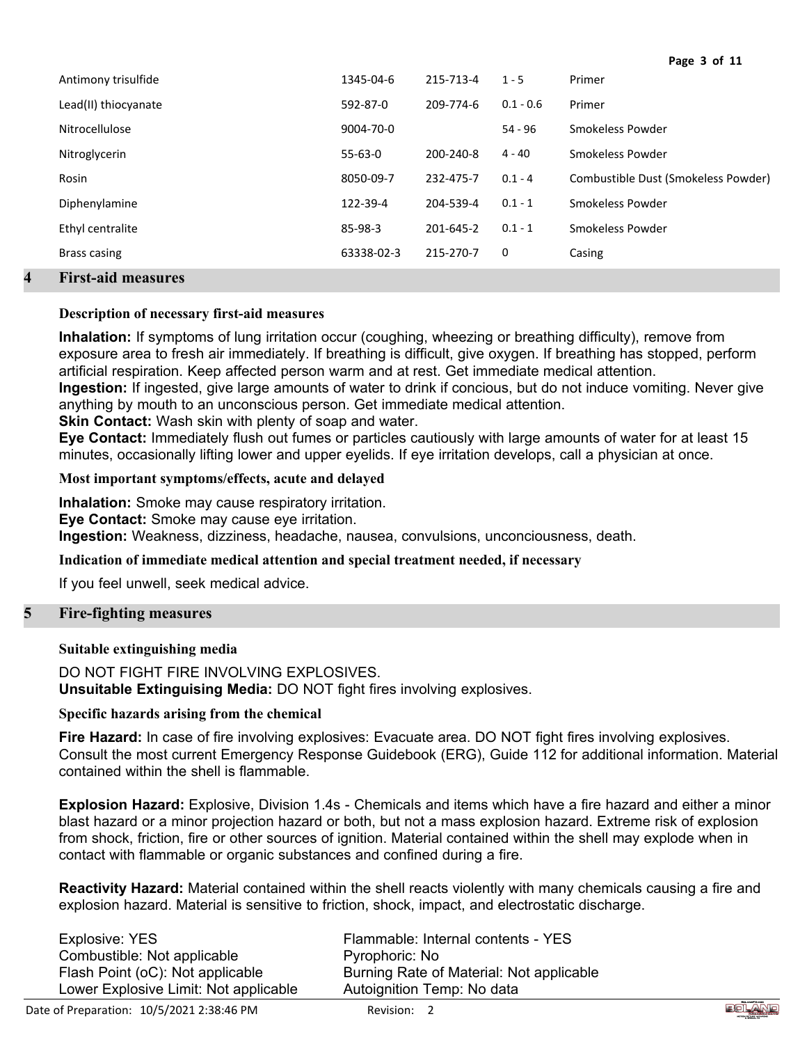| | | | | |
|---|---|---|---|---|
| Antimony trisulfide | 1345-04-6 | 215-713-4 | 1 - 5 | Primer |
| Lead(II) thiocyanate | 592-87-0 | 209-774-6 | 0.1 - 0.6 | Primer |
| Nitrocellulose | 9004-70-0 | | 54 - 96 | Smokeless Powder |
| Nitroglycerin | 55-63-0 | 200-240-8 | 4 - 40 | Smokeless Powder |
| Rosin | 8050-09-7 | 232-475-7 | 0.1 - 4 | Combustible Dust (Smokeless Powder) |
| Diphenylamine | 122-39-4 | 204-539-4 | 0.1 - 1 | Smokeless Powder |
| Ethyl centralite | 85-98-3 | 201-645-2 | 0.1 - 1 | Smokeless Powder |
| Brass casing | 63338-02-3 | 215-270-7 | 0 | Casing |

## 4 First-aid measures

### Description of necessary first-aid measures

**Inhalation:** If symptoms of lung irritation occur (coughing, wheezing or breathing difficulty), remove from exposure area to fresh air immediately. If breathing is difficult, give oxygen. If breathing has stopped, perform artificial respiration. Keep affected person warm and at rest. Get immediate medical attention.
**Ingestion:** If ingested, give large amounts of water to drink if concious, but do not induce vomiting. Never give anything by mouth to an unconscious person. Get immediate medical attention.
**Skin Contact:** Wash skin with plenty of soap and water.
**Eye Contact:** Immediately flush out fumes or particles cautiously with large amounts of water for at least 15 minutes, occasionally lifting lower and upper eyelids. If eye irritation develops, call a physician at once.

### Most important symptoms/effects, acute and delayed

**Inhalation:** Smoke may cause respiratory irritation.
**Eye Contact:** Smoke may cause eye irritation.
**Ingestion:** Weakness, dizziness, headache, nausea, convulsions, unconciousness, death.

### Indication of immediate medical attention and special treatment needed, if necessary

If you feel unwell, seek medical advice.

## 5 Fire-fighting measures

### Suitable extinguishing media

DO NOT FIGHT FIRE INVOLVING EXPLOSIVES.
**Unsuitable Extinguising Media:** DO NOT fight fires involving explosives.

### Specific hazards arising from the chemical

**Fire Hazard:** In case of fire involving explosives: Evacuate area. DO NOT fight fires involving explosives. Consult the most current Emergency Response Guidebook (ERG), Guide 112 for additional information. Material contained within the shell is flammable.

**Explosion Hazard:** Explosive, Division 1.4s - Chemicals and items which have a fire hazard and either a minor blast hazard or a minor projection hazard or both, but not a mass explosion hazard. Extreme risk of explosion from shock, friction, fire or other sources of ignition. Material contained within the shell may explode when in contact with flammable or organic substances and confined during a fire.

**Reactivity Hazard:** Material contained within the shell reacts violently with many chemicals causing a fire and explosion hazard. Material is sensitive to friction, shock, impact, and electrostatic discharge.

Explosive: YES
Combustible: Not applicable
Flash Point (oC): Not applicable
Lower Explosive Limit: Not applicable
Flammable: Internal contents - YES
Pyrophoric: No
Burning Rate of Material: Not applicable
Autoignition Temp: No data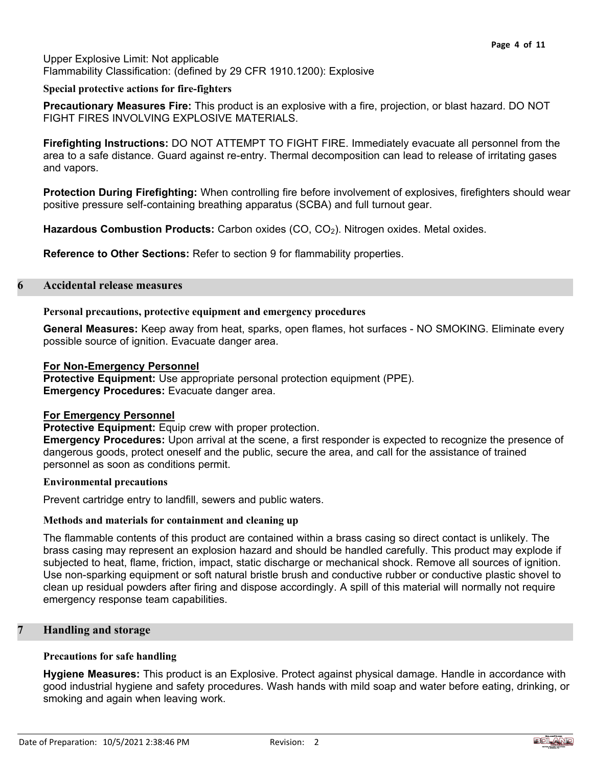Upper Explosive Limit: Not applicable
Flammability Classification: (defined by 29 CFR 1910.1200): Explosive

### Special protective actions for fire-fighters

**Precautionary Measures Fire:** This product is an explosive with a fire, projection, or blast hazard. DO NOT FIGHT FIRES INVOLVING EXPLOSIVE MATERIALS.

**Firefighting Instructions:** DO NOT ATTEMPT TO FIGHT FIRE. Immediately evacuate all personnel from the area to a safe distance. Guard against re-entry. Thermal decomposition can lead to release of irritating gases and vapors.

**Protection During Firefighting:** When controlling fire before involvement of explosives, firefighters should wear positive pressure self-containing breathing apparatus (SCBA) and full turnout gear.

**Hazardous Combustion Products:** Carbon oxides ($CO$, $CO_2$). Nitrogen oxides. Metal oxides.

**Reference to Other Sections:** Refer to section 9 for flammability properties.

## 6 Accidental release measures

### Personal precautions, protective equipment and emergency procedures

**General Measures:** Keep away from heat, sparks, open flames, hot surfaces - NO SMOKING. Eliminate every possible source of ignition. Evacuate danger area.

**For Non-Emergency Personnel**
**Protective Equipment:** Use appropriate personal protection equipment (PPE).
**Emergency Procedures:** Evacuate danger area.

**For Emergency Personnel**
**Protective Equipment:** Equip crew with proper protection.
**Emergency Procedures:** Upon arrival at the scene, a first responder is expected to recognize the presence of dangerous goods, protect oneself and the public, secure the area, and call for the assistance of trained personnel as soon as conditions permit.

### Environmental precautions

Prevent cartridge entry to landfill, sewers and public waters.

### Methods and materials for containment and cleaning up

The flammable contents of this product are contained within a brass casing so direct contact is unlikely. The brass casing may represent an explosion hazard and should be handled carefully. This product may explode if subjected to heat, flame, friction, impact, static discharge or mechanical shock. Remove all sources of ignition. Use non-sparking equipment or soft natural bristle brush and conductive rubber or conductive plastic shovel to clean up residual powders after firing and dispose accordingly. A spill of this material will normally not require emergency response team capabilities.

## 7 Handling and storage

### Precautions for safe handling

**Hygiene Measures:** This product is an Explosive. Protect against physical damage. Handle in accordance with good industrial hygiene and safety procedures. Wash hands with mild soap and water before eating, drinking, or smoking and again when leaving work.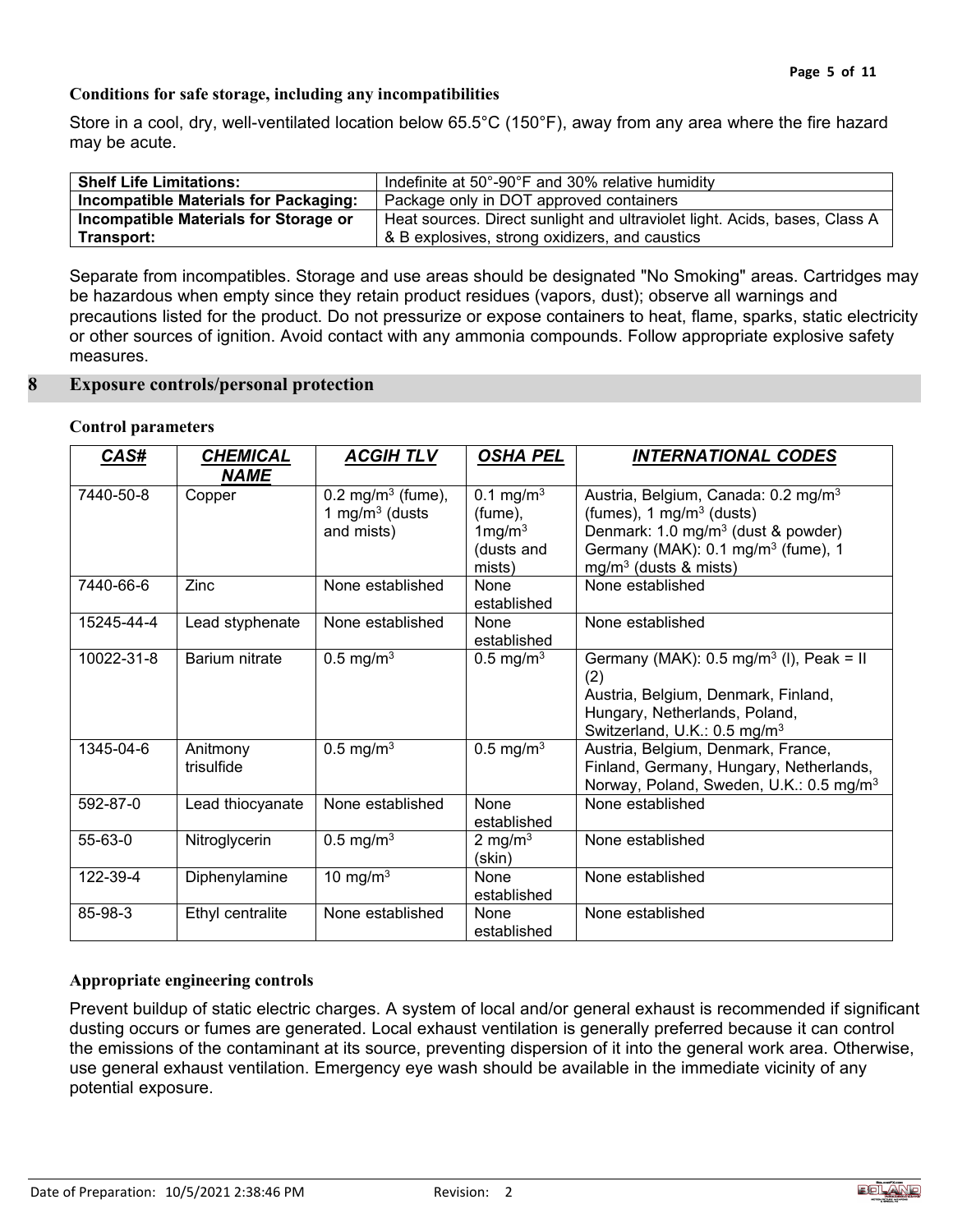### Conditions for safe storage, including any incompatibilities

Store in a cool, dry, well-ventilated location below 65.5°C (150°F), away from any area where the fire hazard may be acute.

| **Shelf Life Limitations:** | Indefinite at 50°-90°F and 30% relative humidity |
|---|---|
| **Incompatible Materials for Packaging:** | Package only in DOT approved containers |
| **Incompatible Materials for Storage or Transport:** | Heat sources. Direct sunlight and ultraviolet light. Acids, bases, Class A & B explosives, strong oxidizers, and caustics |

Separate from incompatibles. Storage and use areas should be designated "No Smoking" areas. Cartridges may be hazardous when empty since they retain product residues (vapors, dust); observe all warnings and precautions listed for the product. Do not pressurize or expose containers to heat, flame, sparks, static electricity or other sources of ignition. Avoid contact with any ammonia compounds. Follow appropriate explosive safety measures.

## 8 Exposure controls/personal protection

### Control parameters

| ***CAS#*** | ***CHEMICAL NAME*** | ***ACGIH TLV*** | ***OSHA PEL*** | ***INTERNATIONAL CODES*** |
|---|---|---|---|---|
| 7440-50-8 | Copper | 0.2 $mg/m^3$ (fume), 1 $mg/m^3$ (dusts and mists) | 0.1 $mg/m^3$ (fume), 1$mg/m^3$ (dusts and mists) | Austria, Belgium, Canada: 0.2 $mg/m^3$ (fumes), 1 $mg/m^3$ (dusts) Denmark: 1.0 $mg/m^3$ (dust & powder) Germany (MAK): 0.1 $mg/m^3$ (fume), 1 $mg/m^3$ (dusts & mists) |
| 7440-66-6 | Zinc | None established | None established | None established |
| 15245-44-4 | Lead styphenate | None established | None established | None established |
| 10022-31-8 | Barium nitrate | 0.5 $mg/m^3$ | 0.5 $mg/m^3$ | Germany (MAK): 0.5 $mg/m^3$ (I), Peak = II (2) Austria, Belgium, Denmark, Finland, Hungary, Netherlands, Poland, Switzerland, U.K.: 0.5 $mg/m^3$ |
| 1345-04-6 | Anitmony trisulfide | 0.5 $mg/m^3$ | 0.5 $mg/m^3$ | Austria, Belgium, Denmark, France, Finland, Germany, Hungary, Netherlands, Norway, Poland, Sweden, U.K.: 0.5 $mg/m^3$ |
| 592-87-0 | Lead thiocyanate | None established | None established | None established |
| 55-63-0 | Nitroglycerin | 0.5 $mg/m^3$ | 2 $mg/m^3$ (skin) | None established |
| 122-39-4 | Diphenylamine | 10 $mg/m^3$ | None established | None established |
| 85-98-3 | Ethyl centralite | None established | None established | None established |

### Appropriate engineering controls

Prevent buildup of static electric charges. A system of local and/or general exhaust is recommended if significant dusting occurs or fumes are generated. Local exhaust ventilation is generally preferred because it can control the emissions of the contaminant at its source, preventing dispersion of it into the general work area. Otherwise, use general exhaust ventilation. Emergency eye wash should be available in the immediate vicinity of any potential exposure.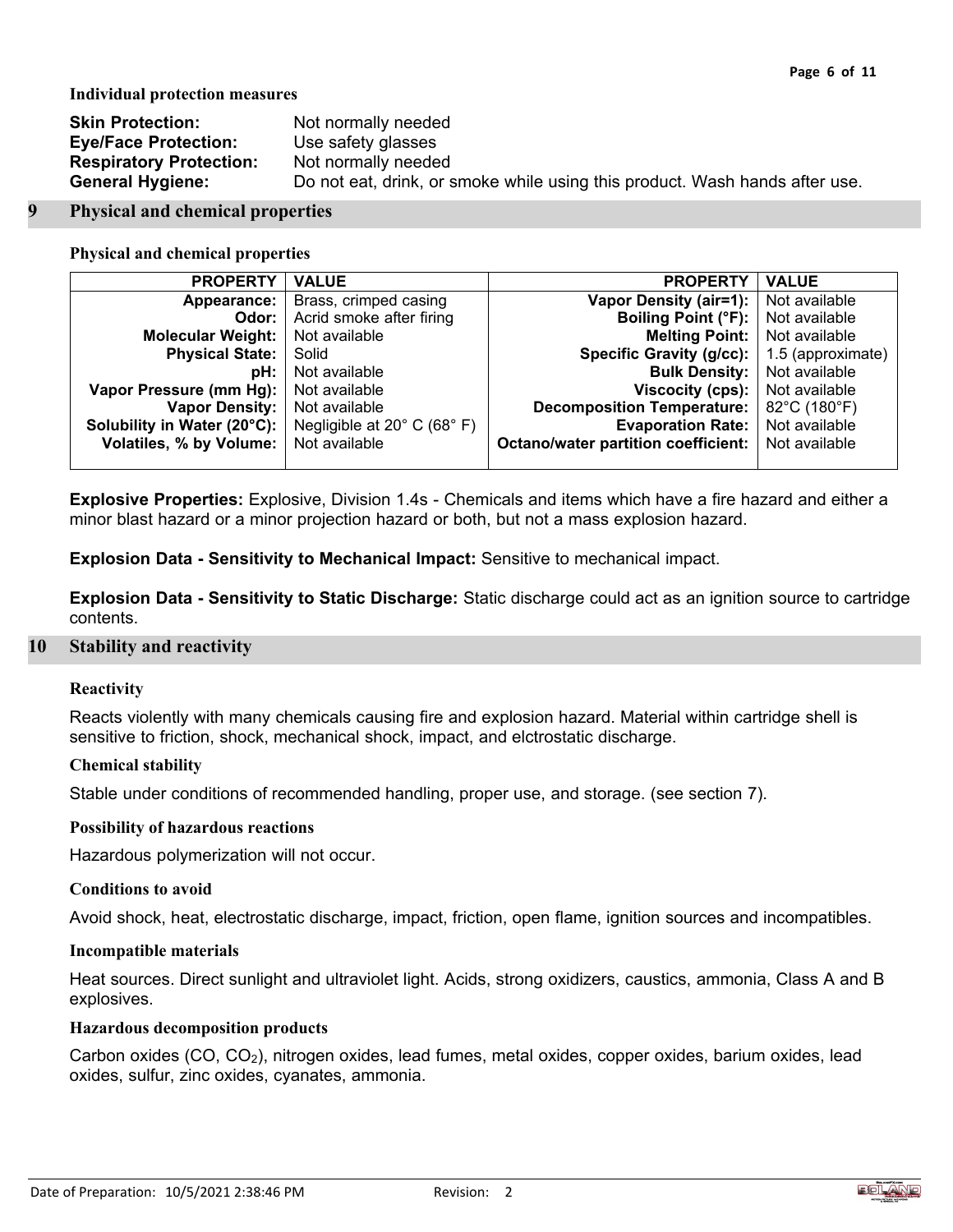**Individual protection measures**

**Skin Protection:** Not normally needed
**Eye/Face Protection:** Use safety glasses
**Respiratory Protection:** Not normally needed
**General Hygiene:** Do not eat, drink, or smoke while using this product. Wash hands after use.

## 9 Physical and chemical properties

**Physical and chemical properties**

| PROPERTY | VALUE | PROPERTY | VALUE |
|---|---|---|---|
| **Appearance:** | Brass, crimped casing | **Vapor Density (air=1):** | Not available |
| **Odor:** | Acrid smoke after firing | **Boiling Point (°F):** | Not available |
| **Molecular Weight:** | Not available | **Melting Point:** | Not available |
| **Physical State:** | Solid | **Specific Gravity (g/cc):** | 1.5 (approximate) |
| **pH:** | Not available | **Bulk Density:** | Not available |
| **Vapor Pressure (mm Hg):** | Not available | **Viscocity (cps):** | Not available |
| **Vapor Density:** | Not available | **Decomposition Temperature:** | 82°C (180°F) |
| **Solubility in Water (20°C):** | Negligible at 20° C (68° F) | **Evaporation Rate:** | Not available |
| **Volatiles, % by Volume:** | Not available | **Octano/water partition coefficient:** | Not available |

**Explosive Properties:** Explosive, Division 1.4s - Chemicals and items which have a fire hazard and either a minor blast hazard or a minor projection hazard or both, but not a mass explosion hazard.

**Explosion Data - Sensitivity to Mechanical Impact:** Sensitive to mechanical impact.

**Explosion Data - Sensitivity to Static Discharge:** Static discharge could act as an ignition source to cartridge contents.

## 10 Stability and reactivity

**Reactivity**

Reacts violently with many chemicals causing fire and explosion hazard. Material within cartridge shell is sensitive to friction, shock, mechanical shock, impact, and elctrostatic discharge.

**Chemical stability**

Stable under conditions of recommended handling, proper use, and storage. (see section 7).

**Possibility of hazardous reactions**

Hazardous polymerization will not occur.

**Conditions to avoid**

Avoid shock, heat, electrostatic discharge, impact, friction, open flame, ignition sources and incompatibles.

**Incompatible materials**

Heat sources. Direct sunlight and ultraviolet light. Acids, strong oxidizers, caustics, ammonia, Class A and B explosives.

**Hazardous decomposition products**

Carbon oxides ($CO$, $CO_2$), nitrogen oxides, lead fumes, metal oxides, copper oxides, barium oxides, lead oxides, sulfur, zinc oxides, cyanates, ammonia.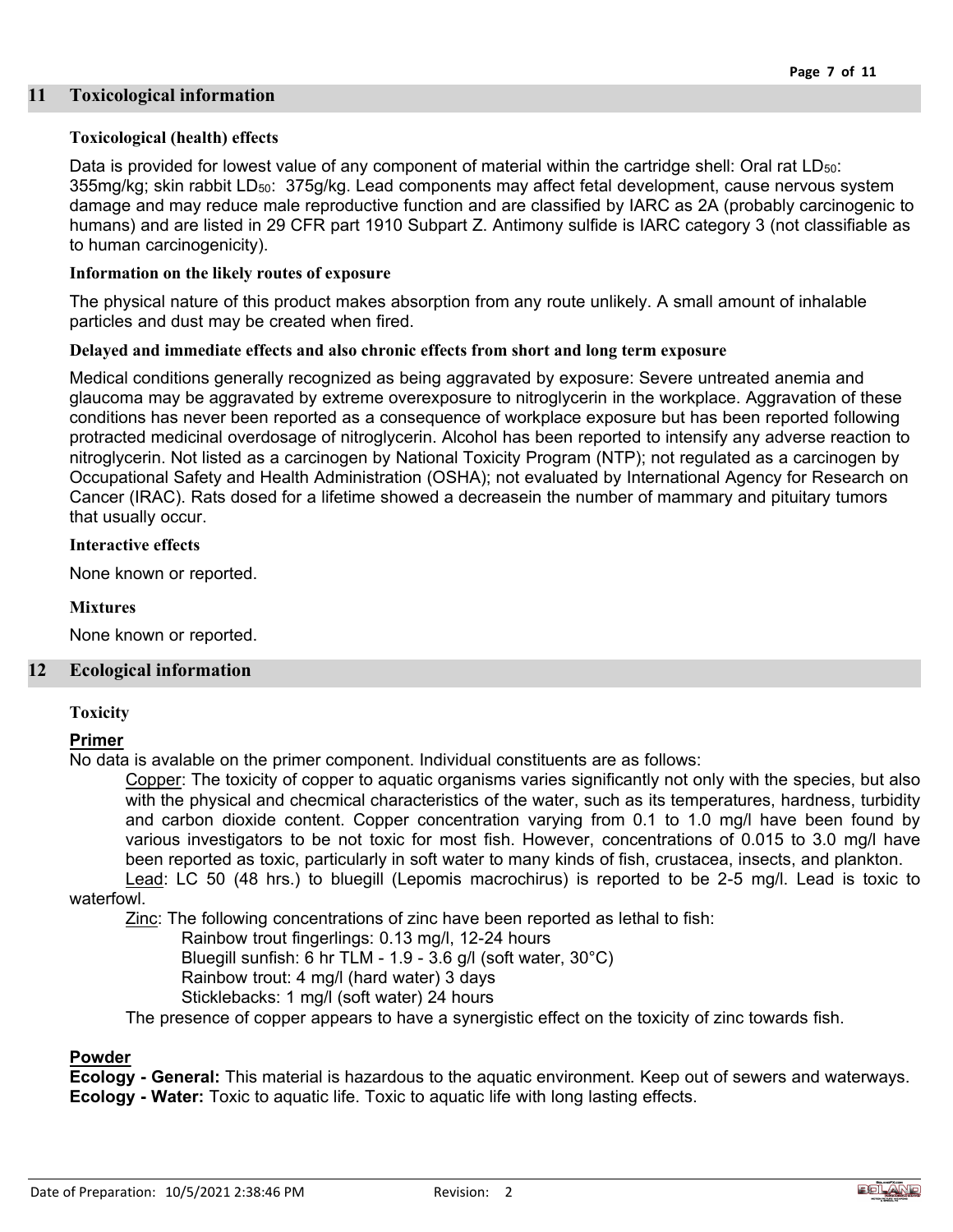## 11 Toxicological information

### Toxicological (health) effects

Data is provided for lowest value of any component of material within the cartridge shell: Oral rat $LD_{50}$: 355mg/kg; skin rabbit $LD_{50}$: 375g/kg. Lead components may affect fetal development, cause nervous system damage and may reduce male reproductive function and are classified by IARC as 2A (probably carcinogenic to humans) and are listed in 29 CFR part 1910 Subpart Z. Antimony sulfide is IARC category 3 (not classifiable as to human carcinogenicity).

### Information on the likely routes of exposure

The physical nature of this product makes absorption from any route unlikely. A small amount of inhalable particles and dust may be created when fired.

### Delayed and immediate effects and also chronic effects from short and long term exposure

Medical conditions generally recognized as being aggravated by exposure: Severe untreated anemia and glaucoma may be aggravated by extreme overexposure to nitroglycerin in the workplace. Aggravation of these conditions has never been reported as a consequence of workplace exposure but has been reported following protracted medicinal overdosage of nitroglycerin. Alcohol has been reported to intensify any adverse reaction to nitroglycerin. Not listed as a carcinogen by National Toxicity Program (NTP); not regulated as a carcinogen by Occupational Safety and Health Administration (OSHA); not evaluated by International Agency for Research on Cancer (IRAC). Rats dosed for a lifetime showed a decreasein the number of mammary and pituitary tumors that usually occur.

### Interactive effects

None known or reported.

### Mixtures

None known or reported.

## 12 Ecological information

### Toxicity

**Primer**

No data is avalable on the primer component. Individual constituents are as follows:

Copper: The toxicity of copper to aquatic organisms varies significantly not only with the species, but also with the physical and checmical characteristics of the water, such as its temperatures, hardness, turbidity and carbon dioxide content. Copper concentration varying from 0.1 to 1.0 mg/l have been found by various investigators to be not toxic for most fish. However, concentrations of 0.015 to 3.0 mg/l have been reported as toxic, particularly in soft water to many kinds of fish, crustacea, insects, and plankton.

Lead: LC 50 (48 hrs.) to bluegill (Lepomis macrochirus) is reported to be 2-5 mg/l. Lead is toxic to waterfowl.

Zinc: The following concentrations of zinc have been reported as lethal to fish:

- Rainbow trout fingerlings: 0.13 mg/l, 12-24 hours
- Bluegill sunfish: 6 hr TLM - 1.9 - 3.6 g/l (soft water, 30°C)
- Rainbow trout: 4 mg/l (hard water) 3 days
- Sticklebacks: 1 mg/l (soft water) 24 hours

The presence of copper appears to have a synergistic effect on the toxicity of zinc towards fish.

**Powder**

**Ecology - General:** This material is hazardous to the aquatic environment. Keep out of sewers and waterways.
**Ecology - Water:** Toxic to aquatic life. Toxic to aquatic life with long lasting effects.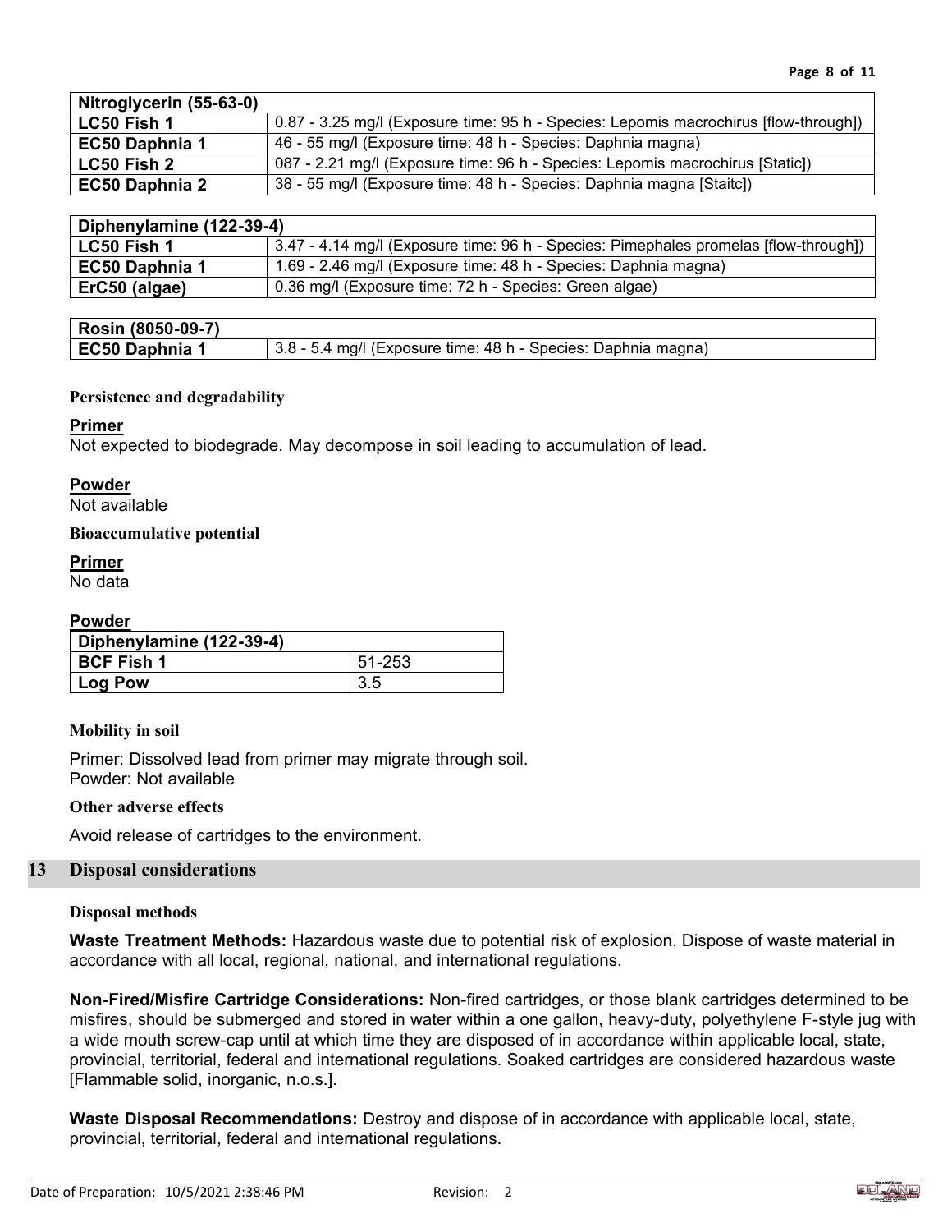| Nitroglycerin (55-63-0) | |
|---|---|
| LC50 Fish 1 | 0.87 - 3.25 mg/l (Exposure time: 95 h - Species: Lepomis macrochirus [flow-through]) |
| EC50 Daphnia 1 | 46 - 55 mg/l (Exposure time: 48 h - Species: Daphnia magna) |
| LC50 Fish 2 | 087 - 2.21 mg/l (Exposure time: 96 h - Species: Lepomis macrochirus [Static]) |
| EC50 Daphnia 2 | 38 - 55 mg/l (Exposure time: 48 h - Species: Daphnia magna [Staitc]) |

| Diphenylamine (122-39-4) | |
|---|---|
| LC50 Fish 1 | 3.47 - 4.14 mg/l (Exposure time: 96 h - Species: Pimephales promelas [flow-through]) |
| EC50 Daphnia 1 | 1.69 - 2.46 mg/l (Exposure time: 48 h - Species: Daphnia magna) |
| ErC50 (algae) | 0.36 mg/l (Exposure time: 72 h - Species: Green algae) |

| Rosin (8050-09-7) | |
|---|---|
| EC50 Daphnia 1 | 3.8 - 5.4 mg/l (Exposure time: 48 h - Species: Daphnia magna) |

**Persistence and degradability**

**Primer**

Not expected to biodegrade. May decompose in soil leading to accumulation of lead.

**Powder**

Not available

**Bioaccumulative potential**

**Primer**

No data

**Powder**

| Diphenylamine (122-39-4) | |
|---|---|
| BCF Fish 1 | 51-253 |
| Log Pow | 3.5 |

**Mobility in soil**

Primer: Dissolved lead from primer may migrate through soil.
Powder: Not available

**Other adverse effects**

Avoid release of cartridges to the environment.

## 13 Disposal considerations

**Disposal methods**

**Waste Treatment Methods:** Hazardous waste due to potential risk of explosion. Dispose of waste material in accordance with all local, regional, national, and international regulations.

**Non-Fired/Misfire Cartridge Considerations:** Non-fired cartridges, or those blank cartridges determined to be misfires, should be submerged and stored in water within a one gallon, heavy-duty, polyethylene F-style jug with a wide mouth screw-cap until at which time they are disposed of in accordance within applicable local, state, provincial, territorial, federal and international regulations. Soaked cartridges are considered hazardous waste [Flammable solid, inorganic, n.o.s.].

**Waste Disposal Recommendations:** Destroy and dispose of in accordance with applicable local, state, provincial, territorial, federal and international regulations.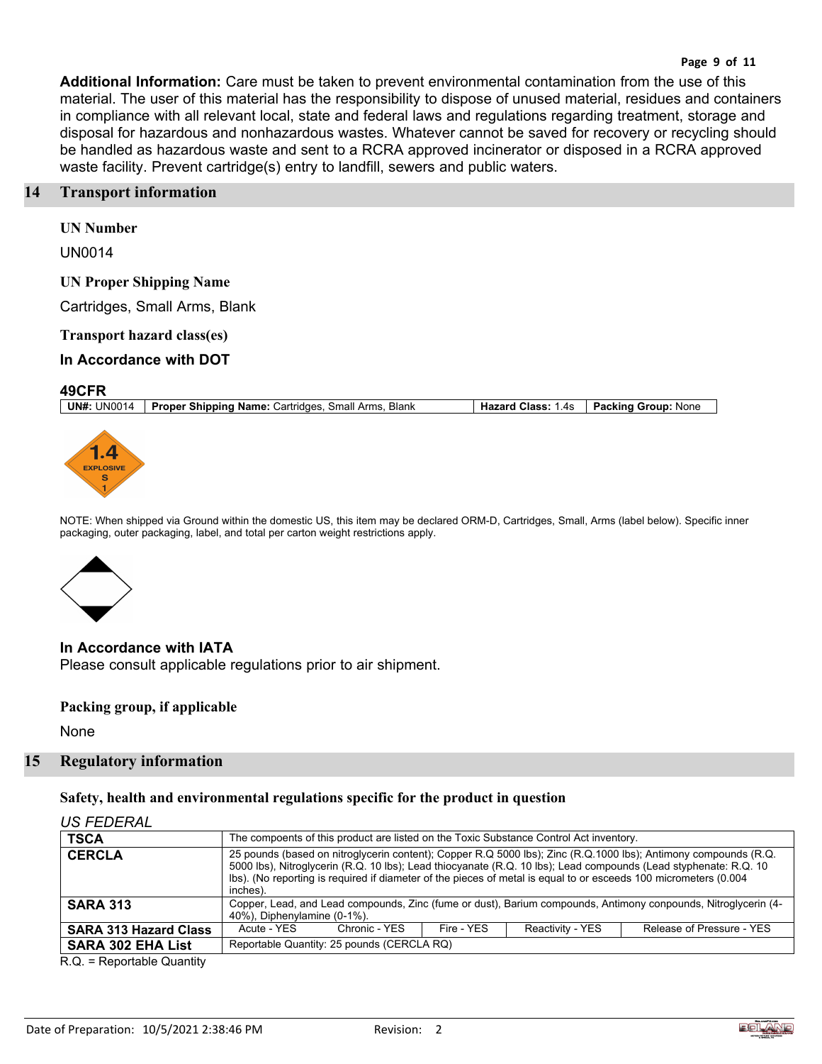**Additional Information:** Care must be taken to prevent environmental contamination from the use of this material. The user of this material has the responsibility to dispose of unused material, residues and containers in compliance with all relevant local, state and federal laws and regulations regarding treatment, storage and disposal for hazardous and nonhazardous wastes. Whatever cannot be saved for recovery or recycling should be handled as hazardous waste and sent to a RCRA approved incinerator or disposed in a RCRA approved waste facility. Prevent cartridge(s) entry to landfill, sewers and public waters.

## 14 Transport information

### UN Number

UN0014

### UN Proper Shipping Name

Cartridges, Small Arms, Blank

### Transport hazard class(es)

**In Accordance with DOT**

**49CFR**

| **UN#:** UN0014 | **Proper Shipping Name:** Cartridges, Small Arms, Blank | **Hazard Class:** 1.4s | **Packing Group:** None |
|---|---|---|---|

NOTE: When shipped via Ground within the domestic US, this item may be declared ORM-D, Cartridges, Small, Arms (label below). Specific inner packaging, outer packaging, label, and total per carton weight restrictions apply.

**In Accordance with IATA**

Please consult applicable regulations prior to air shipment.

### Packing group, if applicable

None

## 15 Regulatory information

### Safety, health and environmental regulations specific for the product in question

*US FEDERAL*

| | | | | | |
|---|---|---|---|---|---|
| **TSCA** | The compoents of this product are listed on the Toxic Substance Control Act inventory. | | | | |
| **CERCLA** | 25 pounds (based on nitroglycerin content); Copper R.Q 5000 lbs); Zinc (R.Q.1000 lbs); Antimony compounds (R.Q. 5000 lbs), Nitroglycerin (R.Q. 10 lbs); Lead thiocyanate (R.Q. 10 lbs); Lead compounds (Lead styphenate: R.Q. 10 lbs). (No reporting is required if diameter of the pieces of metal is equal to or esceeds 100 micrometers (0.004 inches). | | | | |
| **SARA 313** | Copper, Lead, and Lead compounds, Zinc (fume or dust), Barium compounds, Antimony conpounds, Nitroglycerin (4-40%), Diphenylamine (0-1%). | | | | |
| **SARA 313 Hazard Class** | Acute - YES | Chronic - YES | Fire - YES | Reactivity - YES | Release of Pressure - YES |
| **SARA 302 EHA List** | Reportable Quantity: 25 pounds (CERCLA RQ) | | | | |

R.Q. = Reportable Quantity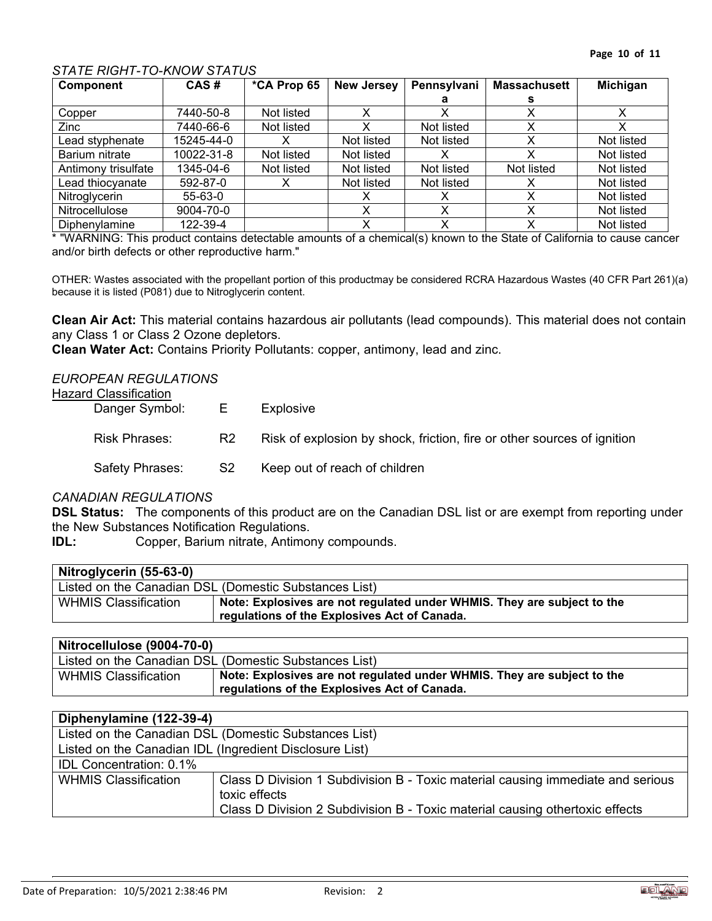*STATE RIGHT-TO-KNOW STATUS*

| Component | CAS # | *CA Prop 65 | New Jersey | Pennsylvania | Massachusetts | Michigan |
|---|---|---|---|---|---|---|
| Copper | 7440-50-8 | Not listed | X | X | X | X |
| Zinc | 7440-66-6 | Not listed | X | Not listed | X | X |
| Lead styphenate | 15245-44-0 | X | Not listed | Not listed | X | Not listed |
| Barium nitrate | 10022-31-8 | Not listed | Not listed | X | X | Not listed |
| Antimony trisulfate | 1345-04-6 | Not listed | Not listed | Not listed | Not listed | Not listed |
| Lead thiocyanate | 592-87-0 | X | Not listed | Not listed | X | Not listed |
| Nitroglycerin | 55-63-0 | | X | X | X | Not listed |
| Nitrocellulose | 9004-70-0 | | X | X | X | Not listed |
| Diphenylamine | 122-39-4 | | X | X | X | Not listed |

* "WARNING: This product contains detectable amounts of a chemical(s) known to the State of California to cause cancer and/or birth defects or other reproductive harm."

OTHER: Wastes associated with the propellant portion of this productmay be considered RCRA Hazardous Wastes (40 CFR Part 261)(a) because it is listed (P081) due to Nitroglycerin content.

**Clean Air Act:** This material contains hazardous air pollutants (lead compounds). This material does not contain any Class 1 or Class 2 Ozone depletors.

**Clean Water Act:** Contains Priority Pollutants: copper, antimony, lead and zinc.

*EUROPEAN REGULATIONS*

Hazard Classification

Danger Symbol: E Explosive

Risk Phrases: R2 Risk of explosion by shock, friction, fire or other sources of ignition

Safety Phrases: S2 Keep out of reach of children

*CANADIAN REGULATIONS*

**DSL Status:** The components of this product are on the Canadian DSL list or are exempt from reporting under the New Substances Notification Regulations.

**IDL:** Copper, Barium nitrate, Antimony compounds.

| **Nitroglycerin (55-63-0)** | |
|---|---|
| Listed on the Canadian DSL (Domestic Substances List) | |
| WHMIS Classification | **Note: Explosives are not regulated under WHMIS. They are subject to the regulations of the Explosives Act of Canada.** |

| **Nitrocellulose (9004-70-0)** | |
|---|---|
| Listed on the Canadian DSL (Domestic Substances List) | |
| WHMIS Classification | **Note: Explosives are not regulated under WHMIS. They are subject to the regulations of the Explosives Act of Canada.** |

| **Diphenylamine (122-39-4)** | |
|---|---|
| Listed on the Canadian DSL (Domestic Substances List) | |
| Listed on the Canadian IDL (Ingredient Disclosure List) | |
| IDL Concentration: 0.1% | |
| WHMIS Classification | Class D Division 1 Subdivision B - Toxic material causing immediate and serious toxic effects<br>Class D Division 2 Subdivision B - Toxic material causing othertoxic effects |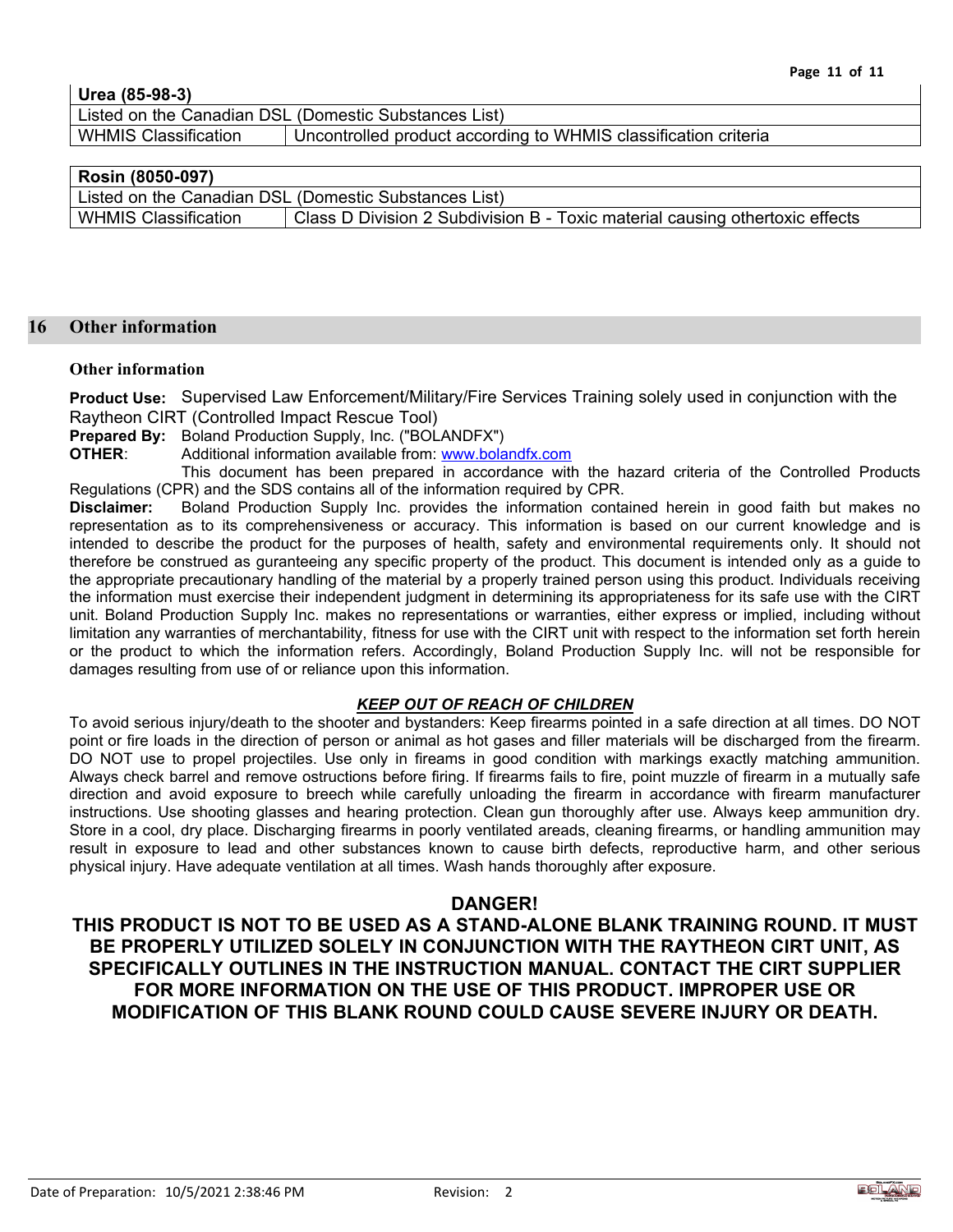| Urea (85-98-3) | |
|---|---|
| Listed on the Canadian DSL (Domestic Substances List) | |
| WHMIS Classification | Uncontrolled product according to WHMIS classification criteria |

| Rosin (8050-097) | |
|---|---|
| Listed on the Canadian DSL (Domestic Substances List) | |
| WHMIS Classification | Class D Division 2 Subdivision B - Toxic material causing othertoxic effects |

## 16 Other information

### Other information

**Product Use:** Supervised Law Enforcement/Military/Fire Services Training solely used in conjunction with the Raytheon CIRT (Controlled Impact Rescue Tool)

**Prepared By:** Boland Production Supply, Inc. ("BOLANDFX")

**OTHER**: Additional information available from: www.bolandfx.com

This document has been prepared in accordance with the hazard criteria of the Controlled Products Regulations (CPR) and the SDS contains all of the information required by CPR.

**Disclaimer:** Boland Production Supply Inc. provides the information contained herein in good faith but makes no representation as to its comprehensiveness or accuracy. This information is based on our current knowledge and is intended to describe the product for the purposes of health, safety and environmental requirements only. It should not therefore be construed as guranteeing any specific property of the product. This document is intended only as a guide to the appropriate precautionary handling of the material by a properly trained person using this product. Individuals receiving the information must exercise their independent judgment in determining its appropriateness for its safe use with the CIRT unit. Boland Production Supply Inc. makes no representations or warranties, either express or implied, including without limitation any warranties of merchantability, fitness for use with the CIRT unit with respect to the information set forth herein or the product to which the information refers. Accordingly, Boland Production Supply Inc. will not be responsible for damages resulting from use of or reliance upon this information.

***KEEP OUT OF REACH OF CHILDREN***

To avoid serious injury/death to the shooter and bystanders: Keep firearms pointed in a safe direction at all times. DO NOT point or fire loads in the direction of person or animal as hot gases and filler materials will be discharged from the firearm. DO NOT use to propel projectiles. Use only in fireams in good condition with markings exactly matching ammunition. Always check barrel and remove ostructions before firing. If firearms fails to fire, point muzzle of firearm in a mutually safe direction and avoid exposure to breech while carefully unloading the firearm in accordance with firearm manufacturer instructions. Use shooting glasses and hearing protection. Clean gun thoroughly after use. Always keep ammunition dry. Store in a cool, dry place. Discharging firearms in poorly ventilated areads, cleaning firearms, or handling ammunition may result in exposure to lead and other substances known to cause birth defects, reproductive harm, and other serious physical injury. Have adequate ventilation at all times. Wash hands thoroughly after exposure.

**DANGER!**

**THIS PRODUCT IS NOT TO BE USED AS A STAND-ALONE BLANK TRAINING ROUND. IT MUST BE PROPERLY UTILIZED SOLELY IN CONJUNCTION WITH THE RAYTHEON CIRT UNIT, AS SPECIFICALLY OUTLINES IN THE INSTRUCTION MANUAL. CONTACT THE CIRT SUPPLIER FOR MORE INFORMATION ON THE USE OF THIS PRODUCT. IMPROPER USE OR MODIFICATION OF THIS BLANK ROUND COULD CAUSE SEVERE INJURY OR DEATH.**